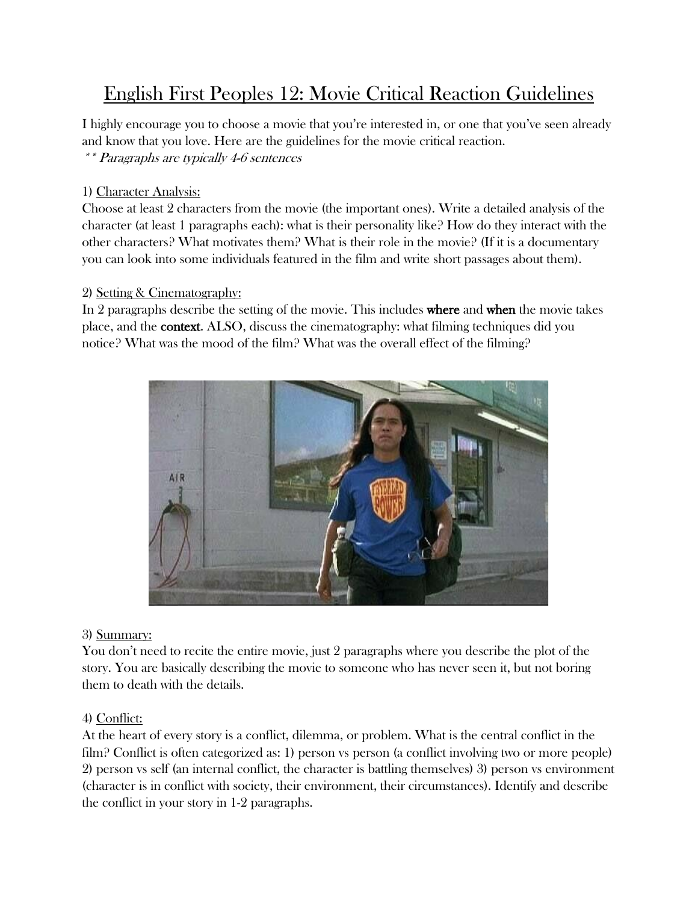# English First Peoples 12: Movie Critical Reaction Guidelines

I highly encourage you to choose a movie that you're interested in, or one that you've seen already and know that you love. Here are the guidelines for the movie critical reaction.

*\*\* Paragraphs are typically 4-6 sentences*

1) Character Analysis:

Choose at least 2 characters from the movie (the important ones). Write a detailed analysis of the character (at least 1 paragraphs each): what is their personality like? How do they interact with the other characters? What motivates them? What is their role in the movie? (If it is a documentary you can look into some individuals featured in the film and write short passages about them).

2) Setting & Cinematography:

In 2 paragraphs describe the setting of the movie. This includes **where** and **when** the movie takes place, and the **context**. ALSO, discuss the cinematography: what filming techniques did you notice? What was the mood of the film? What was the overall effect of the filming?

3) Summary:

You don't need to recite the entire movie, just 2 paragraphs where you describe the plot of the story. You are basically describing the movie to someone who has never seen it, but not boring them to death with the details.

4) Conflict:

At the heart of every story is a conflict, dilemma, or problem. What is the central conflict in the film? Conflict is often categorized as: 1) person vs person (a conflict involving two or more people) 2) person vs self (an internal conflict, the character is battling themselves) 3) person vs environment (character is in conflict with society, their environment, their circumstances). Identify and describe the conflict in your story in 1-2 paragraphs.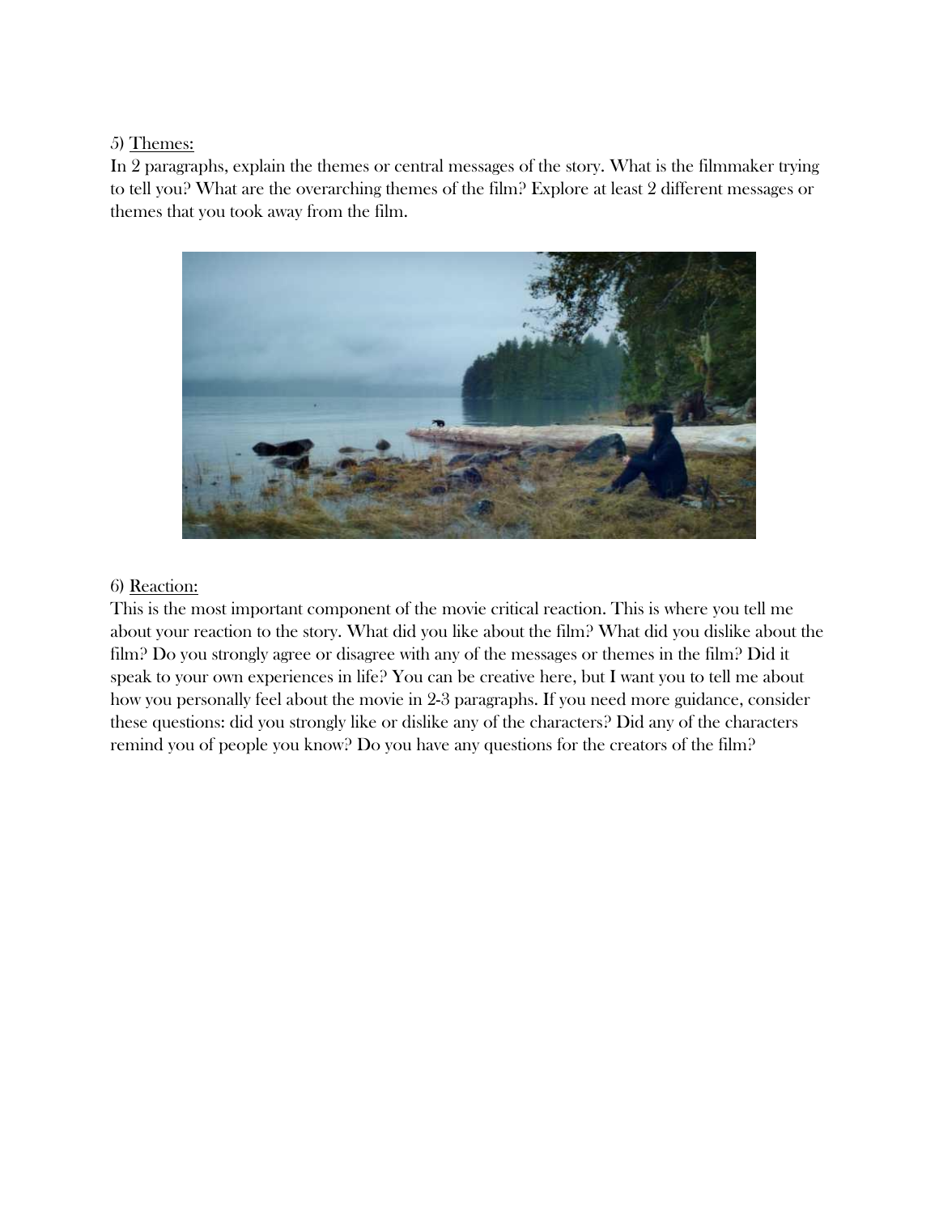5) <u>Themes:</u>

In 2 paragraphs, explain the themes or central messages of the story. What is the filmmaker trying to tell you? What are the overarching themes of the film? Explore at least 2 different messages or themes that you took away from the film.

6) <u>Reaction:</u>

This is the most important component of the movie critical reaction. This is where you tell me about your reaction to the story. What did you like about the film? What did you dislike about the film? Do you strongly agree or disagree with any of the messages or themes in the film? Did it speak to your own experiences in life? You can be creative here, but I want you to tell me about how you personally feel about the movie in 2-3 paragraphs. If you need more guidance, consider these questions: did you strongly like or dislike any of the characters? Did any of the characters remind you of people you know? Do you have any questions for the creators of the film?